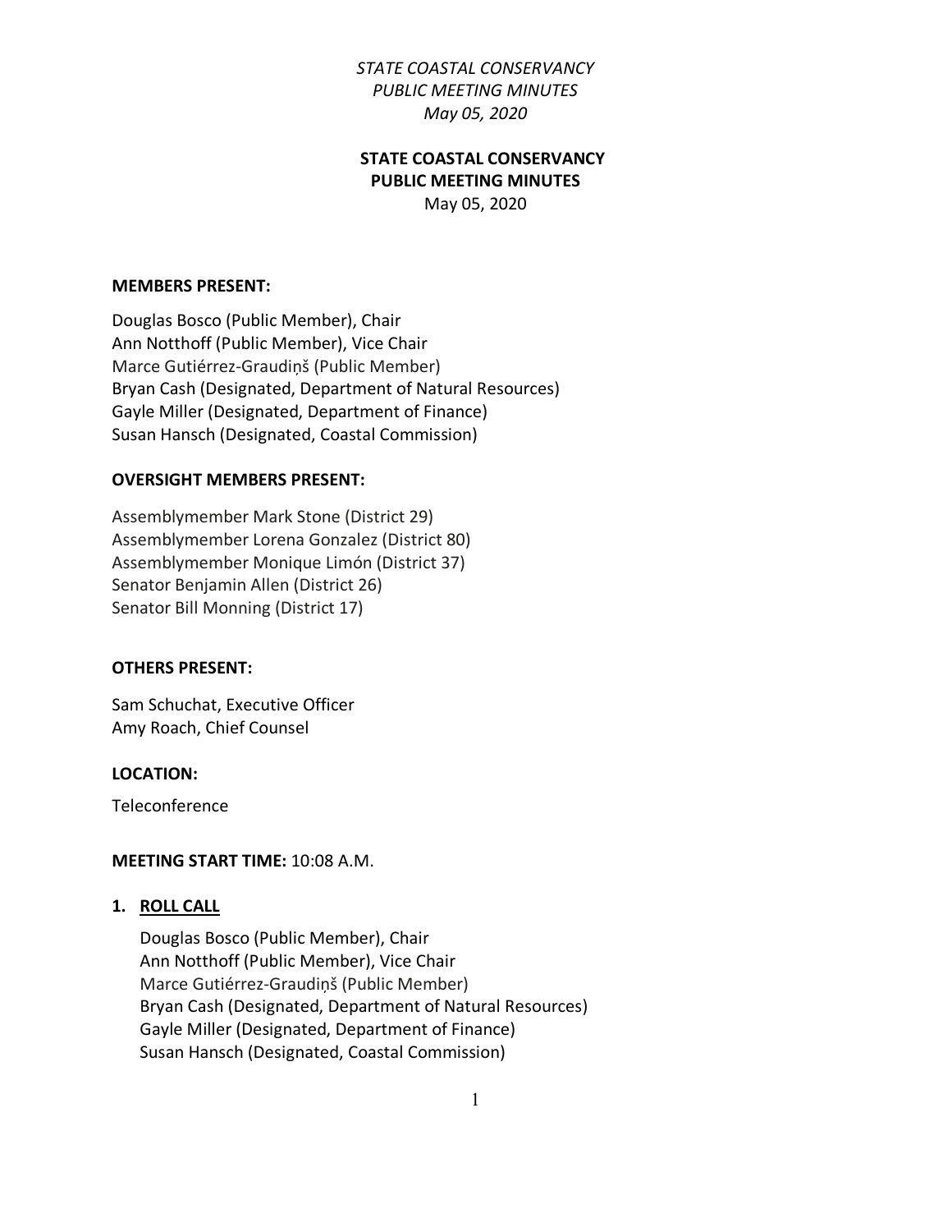# STATE COASTAL CONSERVANCY
## PUBLIC MEETING MINUTES
May 05, 2020

**MEMBERS PRESENT:**

Douglas Bosco (Public Member), Chair
Ann Notthoff (Public Member), Vice Chair
Marce Gutiérrez-Graudiņš (Public Member)
Bryan Cash (Designated, Department of Natural Resources)
Gayle Miller (Designated, Department of Finance)
Susan Hansch (Designated, Coastal Commission)

**OVERSIGHT MEMBERS PRESENT:**

Assemblymember Mark Stone (District 29)
Assemblymember Lorena Gonzalez (District 80)
Assemblymember Monique Limón (District 37)
Senator Benjamin Allen (District 26)
Senator Bill Monning (District 17)

**OTHERS PRESENT:**

Sam Schuchat, Executive Officer
Amy Roach, Chief Counsel

**LOCATION:**

Teleconference

**MEETING START TIME:** 10:08 A.M.

1. **ROLL CALL**

   Douglas Bosco (Public Member), Chair
   Ann Notthoff (Public Member), Vice Chair
   Marce Gutiérrez-Graudiņš (Public Member)
   Bryan Cash (Designated, Department of Natural Resources)
   Gayle Miller (Designated, Department of Finance)
   Susan Hansch (Designated, Coastal Commission)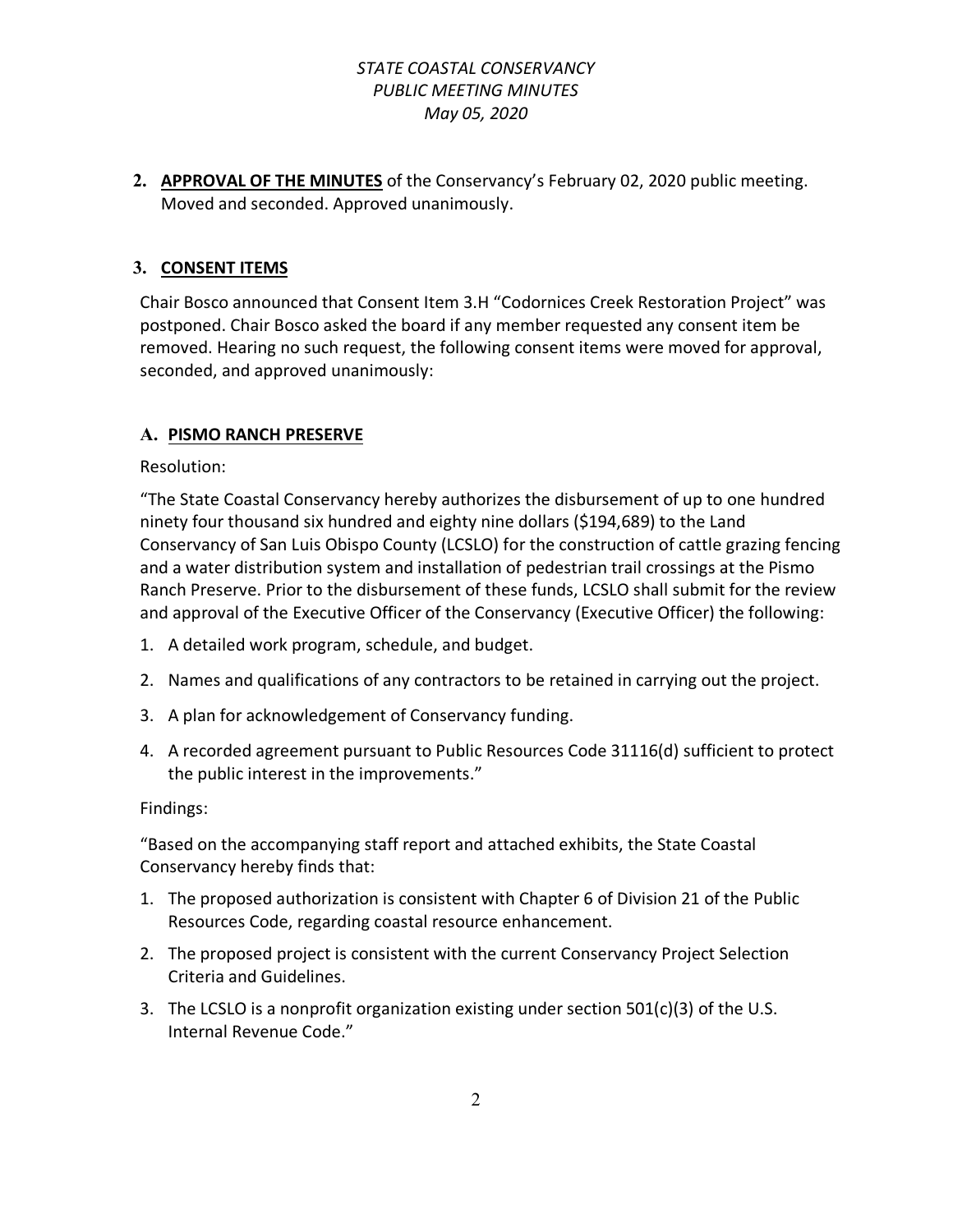**2. APPROVAL OF THE MINUTES** of the Conservancy's February 02, 2020 public meeting. Moved and seconded. Approved unanimously.

## 3. CONSENT ITEMS

Chair Bosco announced that Consent Item 3.H "Codornices Creek Restoration Project" was postponed. Chair Bosco asked the board if any member requested any consent item be removed. Hearing no such request, the following consent items were moved for approval, seconded, and approved unanimously:

### A. PISMO RANCH PRESERVE

Resolution:

"The State Coastal Conservancy hereby authorizes the disbursement of up to one hundred ninety four thousand six hundred and eighty nine dollars ($194,689) to the Land Conservancy of San Luis Obispo County (LCSLO) for the construction of cattle grazing fencing and a water distribution system and installation of pedestrian trail crossings at the Pismo Ranch Preserve. Prior to the disbursement of these funds, LCSLO shall submit for the review and approval of the Executive Officer of the Conservancy (Executive Officer) the following:

1. A detailed work program, schedule, and budget.
2. Names and qualifications of any contractors to be retained in carrying out the project.
3. A plan for acknowledgement of Conservancy funding.
4. A recorded agreement pursuant to Public Resources Code 31116(d) sufficient to protect the public interest in the improvements."

Findings:

"Based on the accompanying staff report and attached exhibits, the State Coastal Conservancy hereby finds that:

1. The proposed authorization is consistent with Chapter 6 of Division 21 of the Public Resources Code, regarding coastal resource enhancement.
2. The proposed project is consistent with the current Conservancy Project Selection Criteria and Guidelines.
3. The LCSLO is a nonprofit organization existing under section 501(c)(3) of the U.S. Internal Revenue Code."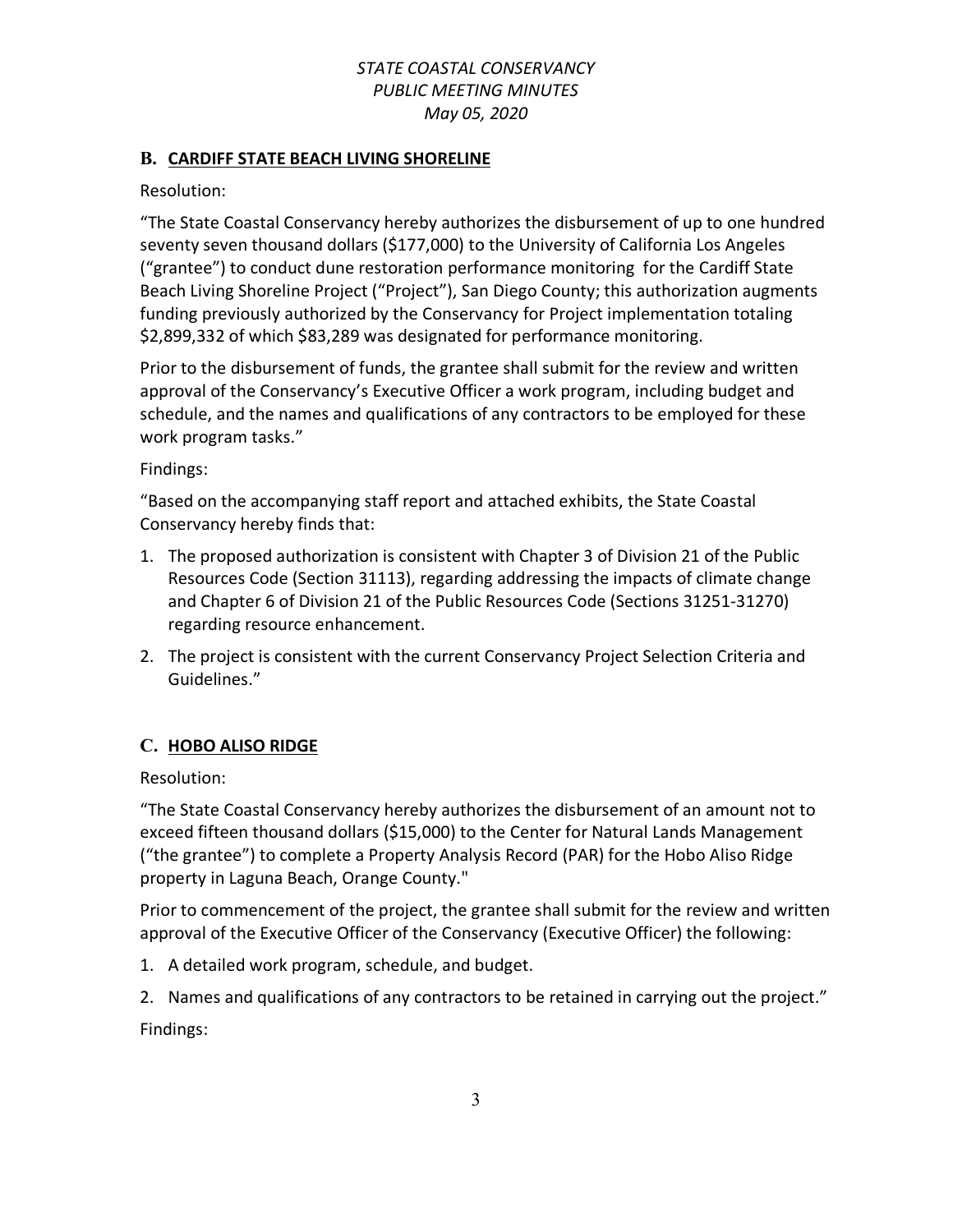## B. CARDIFF STATE BEACH LIVING SHORELINE

Resolution:

"The State Coastal Conservancy hereby authorizes the disbursement of up to one hundred seventy seven thousand dollars ($177,000) to the University of California Los Angeles ("grantee") to conduct dune restoration performance monitoring for the Cardiff State Beach Living Shoreline Project ("Project"), San Diego County; this authorization augments funding previously authorized by the Conservancy for Project implementation totaling $2,899,332 of which $83,289 was designated for performance monitoring.

Prior to the disbursement of funds, the grantee shall submit for the review and written approval of the Conservancy's Executive Officer a work program, including budget and schedule, and the names and qualifications of any contractors to be employed for these work program tasks."

Findings:

"Based on the accompanying staff report and attached exhibits, the State Coastal Conservancy hereby finds that:

1. The proposed authorization is consistent with Chapter 3 of Division 21 of the Public Resources Code (Section 31113), regarding addressing the impacts of climate change and Chapter 6 of Division 21 of the Public Resources Code (Sections 31251-31270) regarding resource enhancement.
2. The project is consistent with the current Conservancy Project Selection Criteria and Guidelines."

## C. HOBO ALISO RIDGE

Resolution:

"The State Coastal Conservancy hereby authorizes the disbursement of an amount not to exceed fifteen thousand dollars ($15,000) to the Center for Natural Lands Management ("the grantee") to complete a Property Analysis Record (PAR) for the Hobo Aliso Ridge property in Laguna Beach, Orange County."

Prior to commencement of the project, the grantee shall submit for the review and written approval of the Executive Officer of the Conservancy (Executive Officer) the following:

1. A detailed work program, schedule, and budget.
2. Names and qualifications of any contractors to be retained in carrying out the project."

Findings: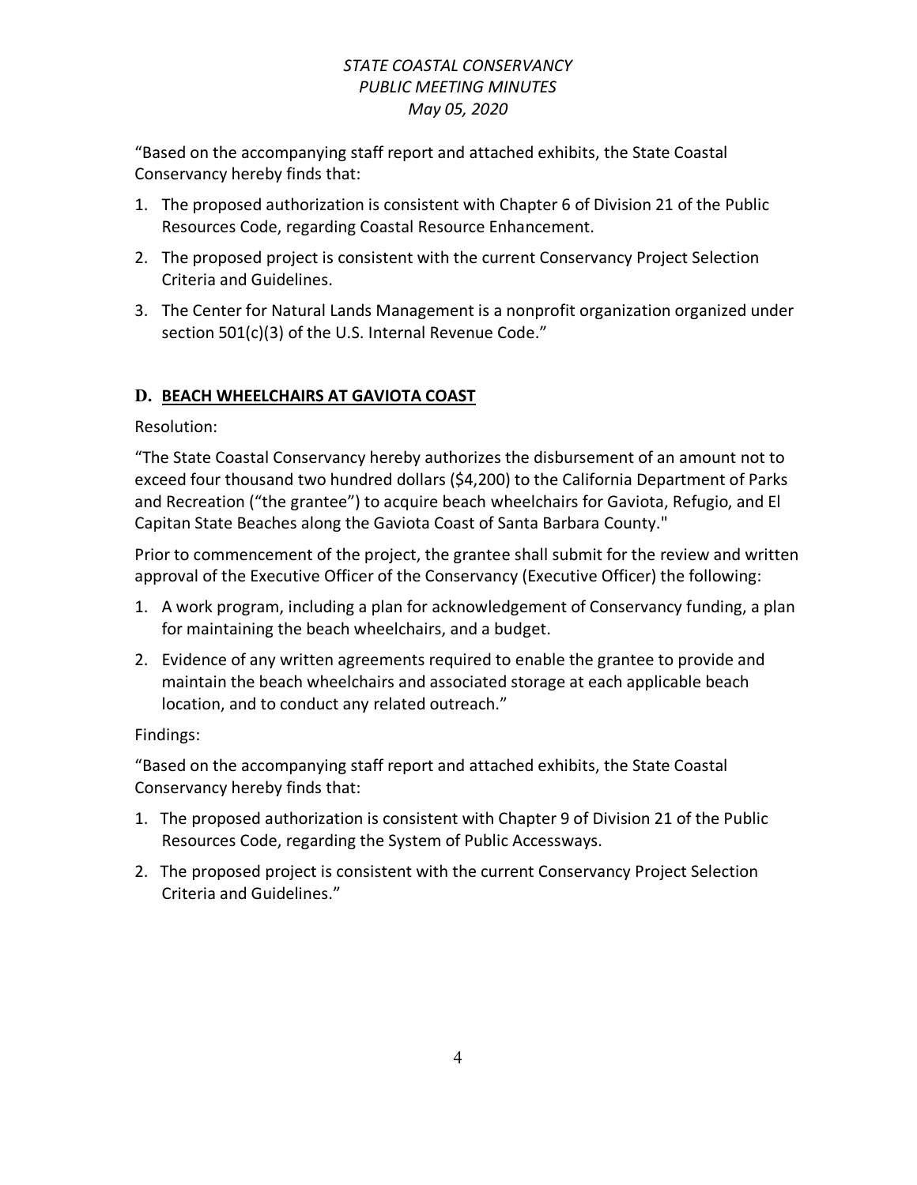"Based on the accompanying staff report and attached exhibits, the State Coastal Conservancy hereby finds that:

1. The proposed authorization is consistent with Chapter 6 of Division 21 of the Public Resources Code, regarding Coastal Resource Enhancement.
2. The proposed project is consistent with the current Conservancy Project Selection Criteria and Guidelines.
3. The Center for Natural Lands Management is a nonprofit organization organized under section 501(c)(3) of the U.S. Internal Revenue Code."

## D. BEACH WHEELCHAIRS AT GAVIOTA COAST

Resolution:

"The State Coastal Conservancy hereby authorizes the disbursement of an amount not to exceed four thousand two hundred dollars ($4,200) to the California Department of Parks and Recreation ("the grantee") to acquire beach wheelchairs for Gaviota, Refugio, and El Capitan State Beaches along the Gaviota Coast of Santa Barbara County."

Prior to commencement of the project, the grantee shall submit for the review and written approval of the Executive Officer of the Conservancy (Executive Officer) the following:

1. A work program, including a plan for acknowledgement of Conservancy funding, a plan for maintaining the beach wheelchairs, and a budget.
2. Evidence of any written agreements required to enable the grantee to provide and maintain the beach wheelchairs and associated storage at each applicable beach location, and to conduct any related outreach."

Findings:

"Based on the accompanying staff report and attached exhibits, the State Coastal Conservancy hereby finds that:

1. The proposed authorization is consistent with Chapter 9 of Division 21 of the Public Resources Code, regarding the System of Public Accessways.
2. The proposed project is consistent with the current Conservancy Project Selection Criteria and Guidelines."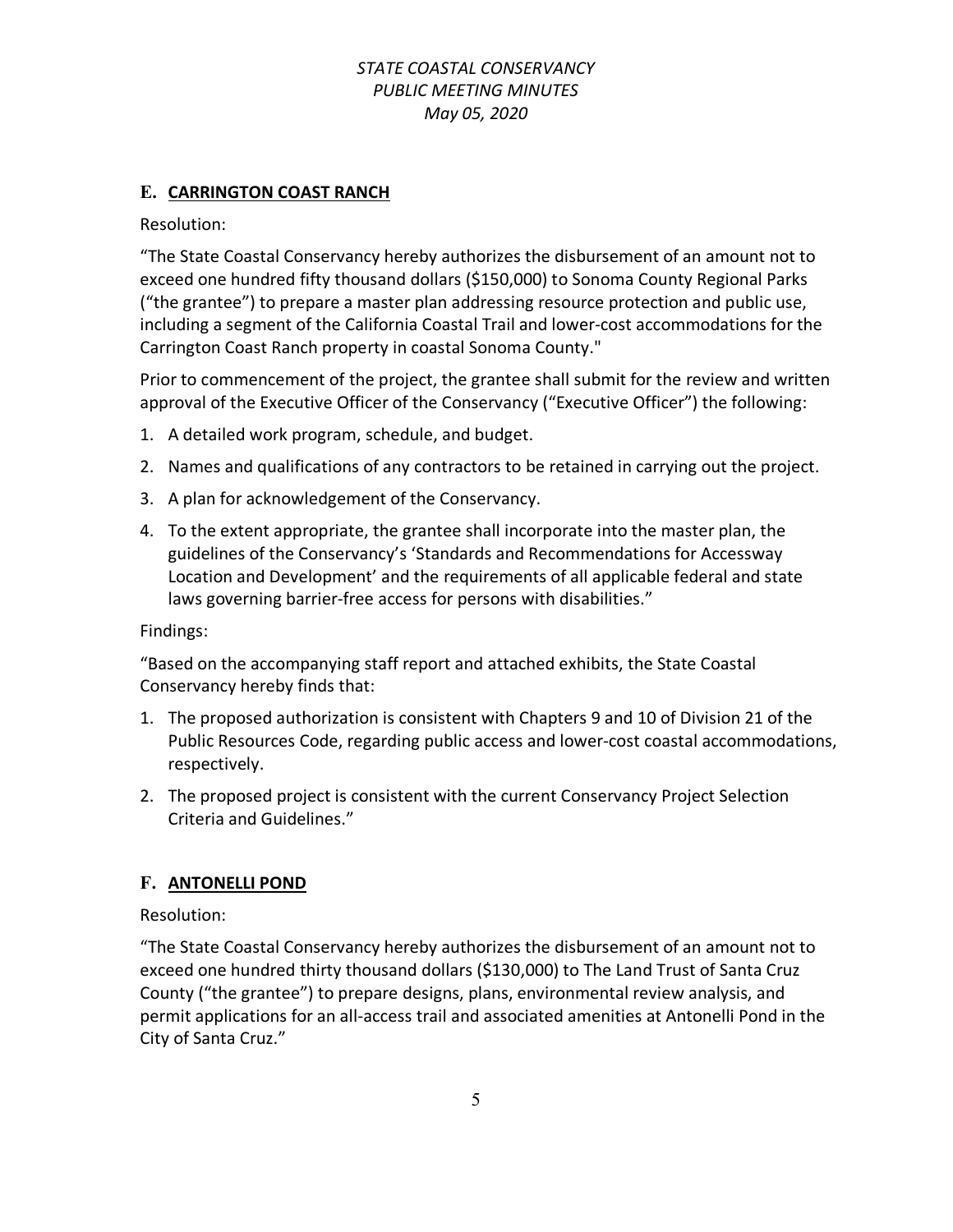## E. CARRINGTON COAST RANCH

Resolution:

"The State Coastal Conservancy hereby authorizes the disbursement of an amount not to exceed one hundred fifty thousand dollars ($150,000) to Sonoma County Regional Parks ("the grantee") to prepare a master plan addressing resource protection and public use, including a segment of the California Coastal Trail and lower-cost accommodations for the Carrington Coast Ranch property in coastal Sonoma County."

Prior to commencement of the project, the grantee shall submit for the review and written approval of the Executive Officer of the Conservancy ("Executive Officer") the following:

1. A detailed work program, schedule, and budget.
2. Names and qualifications of any contractors to be retained in carrying out the project.
3. A plan for acknowledgement of the Conservancy.
4. To the extent appropriate, the grantee shall incorporate into the master plan, the guidelines of the Conservancy's 'Standards and Recommendations for Accessway Location and Development' and the requirements of all applicable federal and state laws governing barrier-free access for persons with disabilities."

Findings:

"Based on the accompanying staff report and attached exhibits, the State Coastal Conservancy hereby finds that:

1. The proposed authorization is consistent with Chapters 9 and 10 of Division 21 of the Public Resources Code, regarding public access and lower-cost coastal accommodations, respectively.
2. The proposed project is consistent with the current Conservancy Project Selection Criteria and Guidelines."

## F. ANTONELLI POND

Resolution:

"The State Coastal Conservancy hereby authorizes the disbursement of an amount not to exceed one hundred thirty thousand dollars ($130,000) to The Land Trust of Santa Cruz County ("the grantee") to prepare designs, plans, environmental review analysis, and permit applications for an all-access trail and associated amenities at Antonelli Pond in the City of Santa Cruz."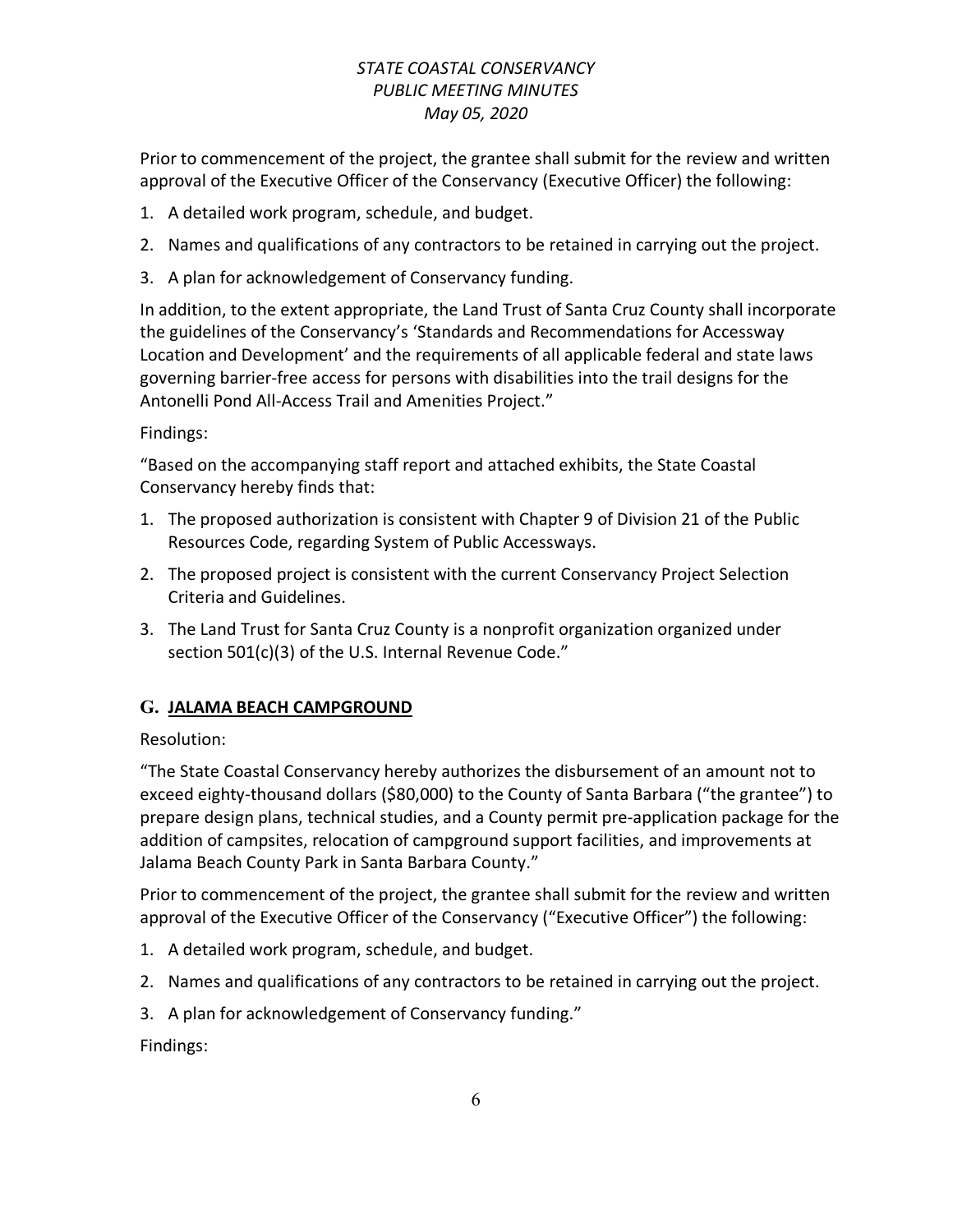Prior to commencement of the project, the grantee shall submit for the review and written approval of the Executive Officer of the Conservancy (Executive Officer) the following:

1. A detailed work program, schedule, and budget.
2. Names and qualifications of any contractors to be retained in carrying out the project.
3. A plan for acknowledgement of Conservancy funding.

In addition, to the extent appropriate, the Land Trust of Santa Cruz County shall incorporate the guidelines of the Conservancy's 'Standards and Recommendations for Accessway Location and Development' and the requirements of all applicable federal and state laws governing barrier-free access for persons with disabilities into the trail designs for the Antonelli Pond All-Access Trail and Amenities Project."

Findings:

"Based on the accompanying staff report and attached exhibits, the State Coastal Conservancy hereby finds that:

1. The proposed authorization is consistent with Chapter 9 of Division 21 of the Public Resources Code, regarding System of Public Accessways.
2. The proposed project is consistent with the current Conservancy Project Selection Criteria and Guidelines.
3. The Land Trust for Santa Cruz County is a nonprofit organization organized under section 501(c)(3) of the U.S. Internal Revenue Code."

## G. JALAMA BEACH CAMPGROUND

Resolution:

"The State Coastal Conservancy hereby authorizes the disbursement of an amount not to exceed eighty-thousand dollars ($80,000) to the County of Santa Barbara ("the grantee") to prepare design plans, technical studies, and a County permit pre-application package for the addition of campsites, relocation of campground support facilities, and improvements at Jalama Beach County Park in Santa Barbara County."

Prior to commencement of the project, the grantee shall submit for the review and written approval of the Executive Officer of the Conservancy ("Executive Officer") the following:

1. A detailed work program, schedule, and budget.
2. Names and qualifications of any contractors to be retained in carrying out the project.
3. A plan for acknowledgement of Conservancy funding."

Findings: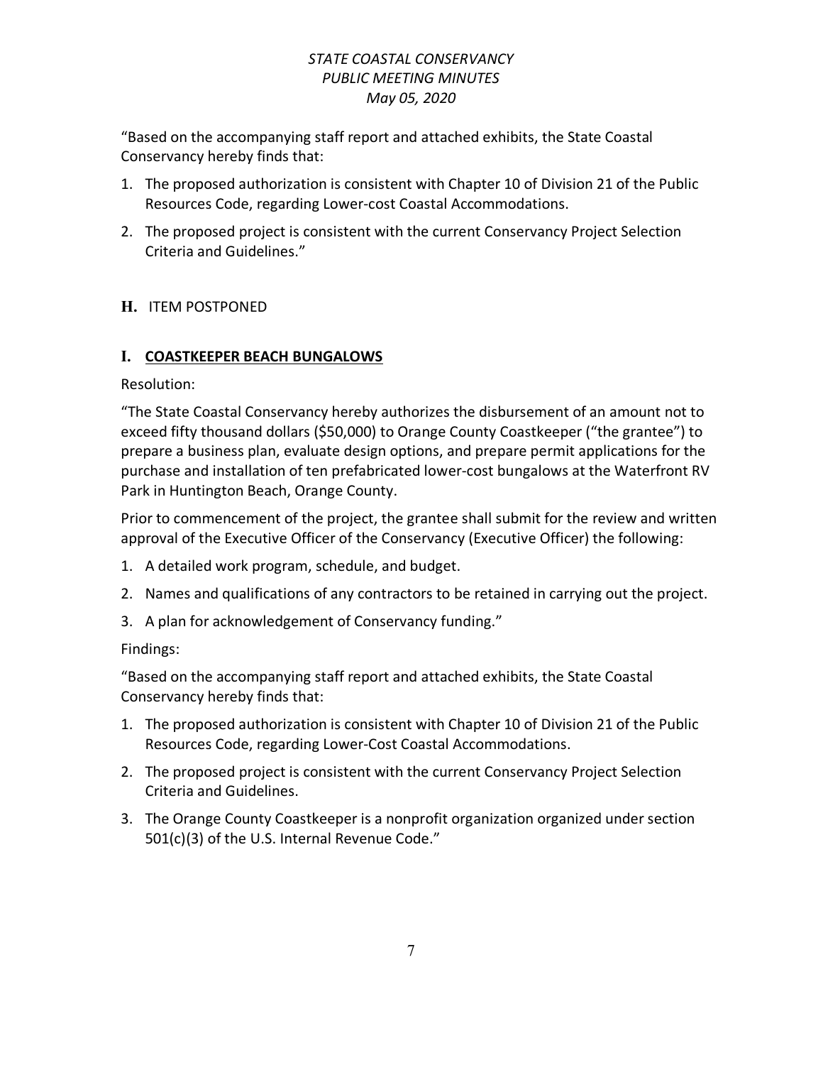"Based on the accompanying staff report and attached exhibits, the State Coastal Conservancy hereby finds that:

1. The proposed authorization is consistent with Chapter 10 of Division 21 of the Public Resources Code, regarding Lower-cost Coastal Accommodations.
2. The proposed project is consistent with the current Conservancy Project Selection Criteria and Guidelines."

## H. ITEM POSTPONED

## I. COASTKEEPER BEACH BUNGALOWS

Resolution:

"The State Coastal Conservancy hereby authorizes the disbursement of an amount not to exceed fifty thousand dollars ($50,000) to Orange County Coastkeeper ("the grantee") to prepare a business plan, evaluate design options, and prepare permit applications for the purchase and installation of ten prefabricated lower-cost bungalows at the Waterfront RV Park in Huntington Beach, Orange County.

Prior to commencement of the project, the grantee shall submit for the review and written approval of the Executive Officer of the Conservancy (Executive Officer) the following:

1. A detailed work program, schedule, and budget.
2. Names and qualifications of any contractors to be retained in carrying out the project.
3. A plan for acknowledgement of Conservancy funding."

Findings:

"Based on the accompanying staff report and attached exhibits, the State Coastal Conservancy hereby finds that:

1. The proposed authorization is consistent with Chapter 10 of Division 21 of the Public Resources Code, regarding Lower-Cost Coastal Accommodations.
2. The proposed project is consistent with the current Conservancy Project Selection Criteria and Guidelines.
3. The Orange County Coastkeeper is a nonprofit organization organized under section 501(c)(3) of the U.S. Internal Revenue Code."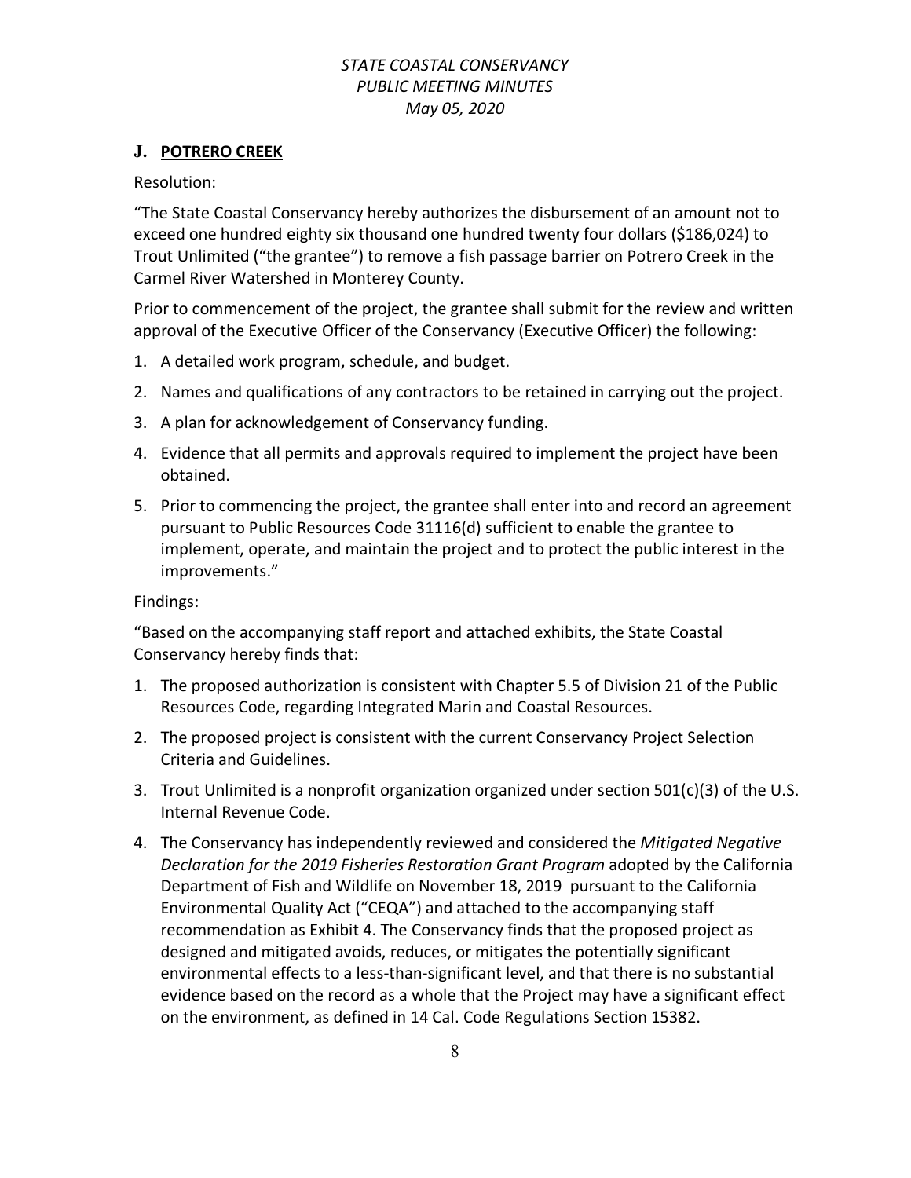## J. POTRERO CREEK

Resolution:

"The State Coastal Conservancy hereby authorizes the disbursement of an amount not to exceed one hundred eighty six thousand one hundred twenty four dollars ($186,024) to Trout Unlimited ("the grantee") to remove a fish passage barrier on Potrero Creek in the Carmel River Watershed in Monterey County.

Prior to commencement of the project, the grantee shall submit for the review and written approval of the Executive Officer of the Conservancy (Executive Officer) the following:

1. A detailed work program, schedule, and budget.
2. Names and qualifications of any contractors to be retained in carrying out the project.
3. A plan for acknowledgement of Conservancy funding.
4. Evidence that all permits and approvals required to implement the project have been obtained.
5. Prior to commencing the project, the grantee shall enter into and record an agreement pursuant to Public Resources Code 31116(d) sufficient to enable the grantee to implement, operate, and maintain the project and to protect the public interest in the improvements."

Findings:

"Based on the accompanying staff report and attached exhibits, the State Coastal Conservancy hereby finds that:

1. The proposed authorization is consistent with Chapter 5.5 of Division 21 of the Public Resources Code, regarding Integrated Marin and Coastal Resources.
2. The proposed project is consistent with the current Conservancy Project Selection Criteria and Guidelines.
3. Trout Unlimited is a nonprofit organization organized under section 501(c)(3) of the U.S. Internal Revenue Code.
4. The Conservancy has independently reviewed and considered the *Mitigated Negative Declaration for the 2019 Fisheries Restoration Grant Program* adopted by the California Department of Fish and Wildlife on November 18, 2019 pursuant to the California Environmental Quality Act ("CEQA") and attached to the accompanying staff recommendation as Exhibit 4. The Conservancy finds that the proposed project as designed and mitigated avoids, reduces, or mitigates the potentially significant environmental effects to a less-than-significant level, and that there is no substantial evidence based on the record as a whole that the Project may have a significant effect on the environment, as defined in 14 Cal. Code Regulations Section 15382.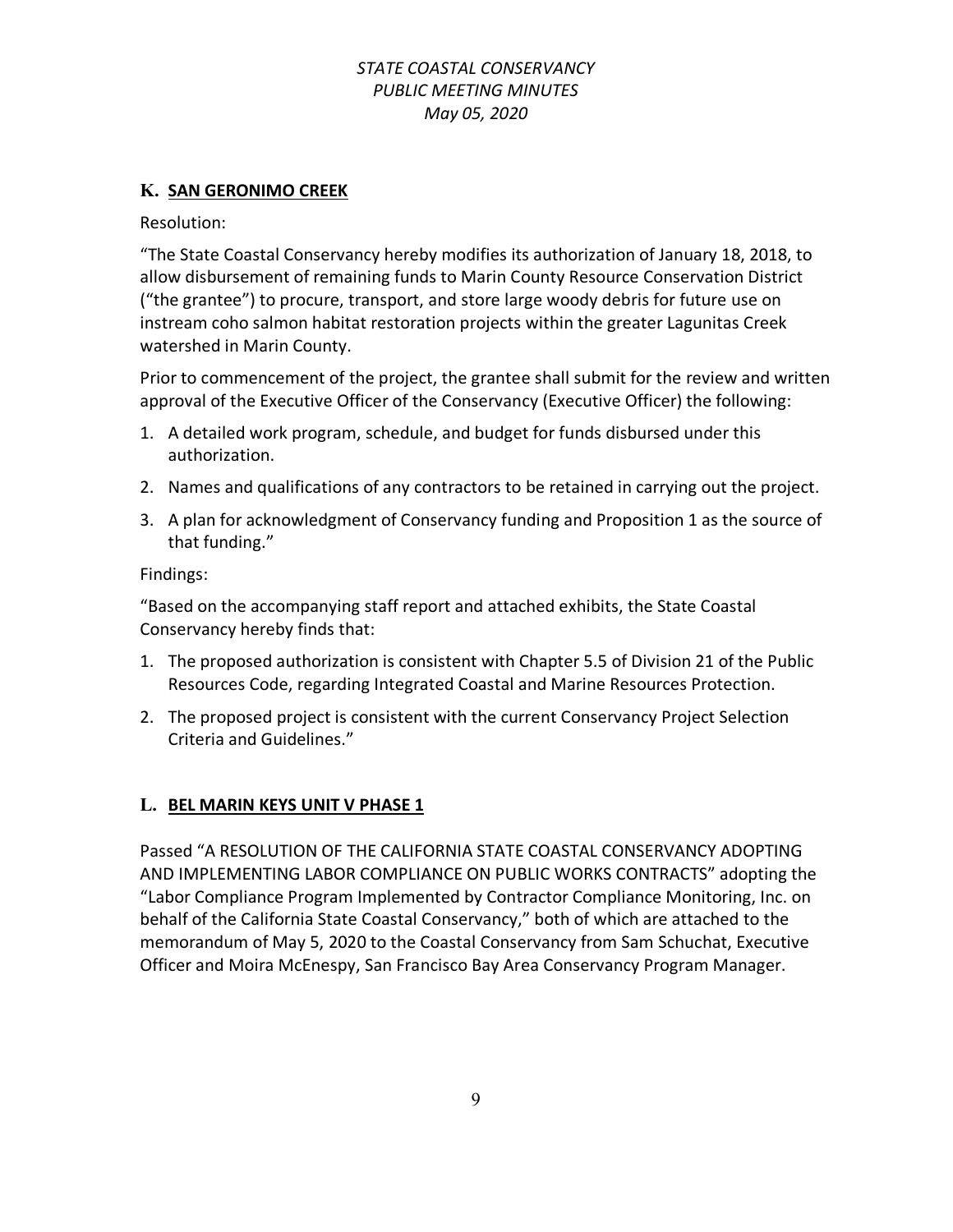### K. SAN GERONIMO CREEK

Resolution:

"The State Coastal Conservancy hereby modifies its authorization of January 18, 2018, to allow disbursement of remaining funds to Marin County Resource Conservation District ("the grantee") to procure, transport, and store large woody debris for future use on instream coho salmon habitat restoration projects within the greater Lagunitas Creek watershed in Marin County.

Prior to commencement of the project, the grantee shall submit for the review and written approval of the Executive Officer of the Conservancy (Executive Officer) the following:

1. A detailed work program, schedule, and budget for funds disbursed under this authorization.
2. Names and qualifications of any contractors to be retained in carrying out the project.
3. A plan for acknowledgment of Conservancy funding and Proposition 1 as the source of that funding."

Findings:

"Based on the accompanying staff report and attached exhibits, the State Coastal Conservancy hereby finds that:

1. The proposed authorization is consistent with Chapter 5.5 of Division 21 of the Public Resources Code, regarding Integrated Coastal and Marine Resources Protection.
2. The proposed project is consistent with the current Conservancy Project Selection Criteria and Guidelines."

### L. BEL MARIN KEYS UNIT V PHASE 1

Passed "A RESOLUTION OF THE CALIFORNIA STATE COASTAL CONSERVANCY ADOPTING AND IMPLEMENTING LABOR COMPLIANCE ON PUBLIC WORKS CONTRACTS" adopting the "Labor Compliance Program Implemented by Contractor Compliance Monitoring, Inc. on behalf of the California State Coastal Conservancy," both of which are attached to the memorandum of May 5, 2020 to the Coastal Conservancy from Sam Schuchat, Executive Officer and Moira McEnespy, San Francisco Bay Area Conservancy Program Manager.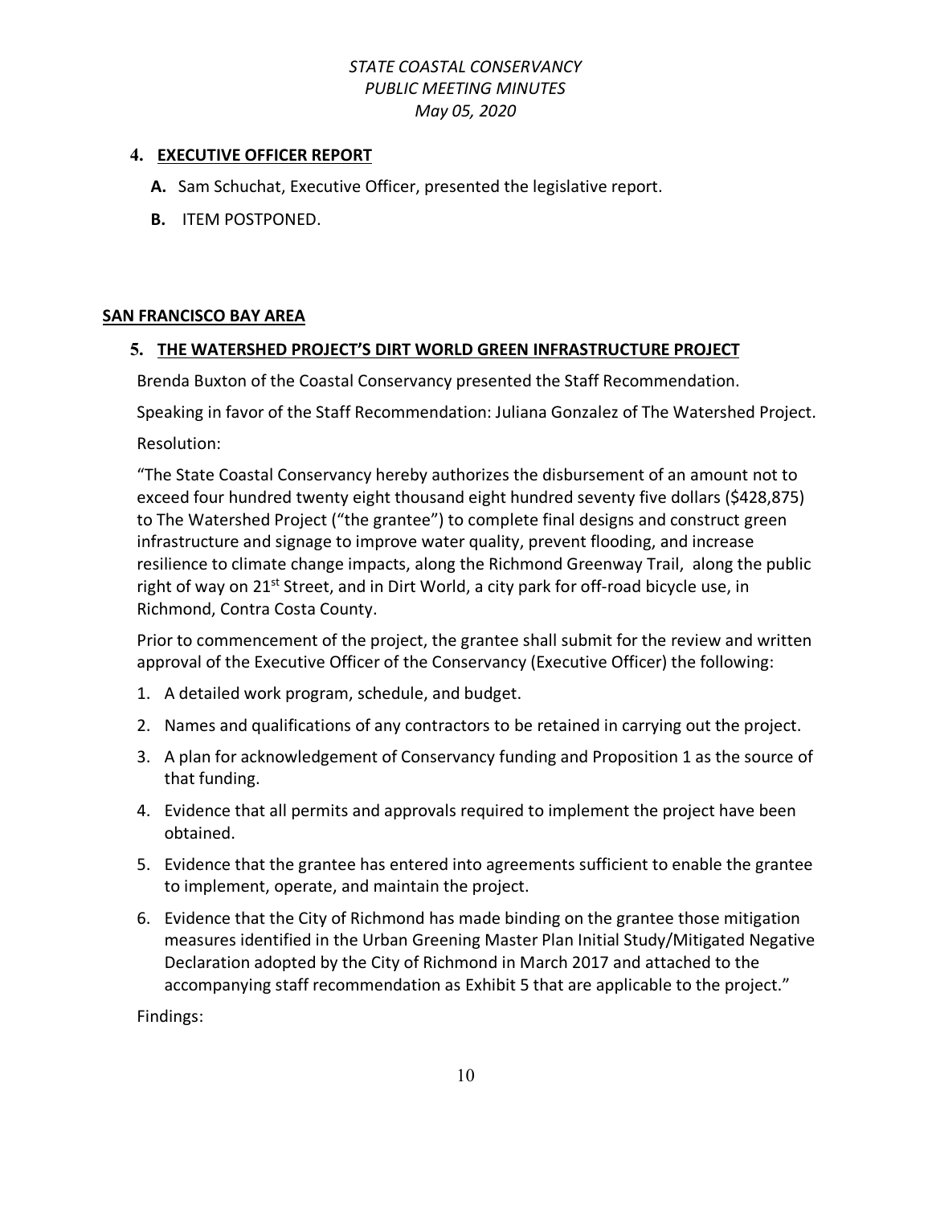## 4. EXECUTIVE OFFICER REPORT

**A.** Sam Schuchat, Executive Officer, presented the legislative report.

**B.** ITEM POSTPONED.

## SAN FRANCISCO BAY AREA

### 5. THE WATERSHED PROJECT'S DIRT WORLD GREEN INFRASTRUCTURE PROJECT

Brenda Buxton of the Coastal Conservancy presented the Staff Recommendation.

Speaking in favor of the Staff Recommendation: Juliana Gonzalez of The Watershed Project.

Resolution:

"The State Coastal Conservancy hereby authorizes the disbursement of an amount not to exceed four hundred twenty eight thousand eight hundred seventy five dollars ($428,875) to The Watershed Project ("the grantee") to complete final designs and construct green infrastructure and signage to improve water quality, prevent flooding, and increase resilience to climate change impacts, along the Richmond Greenway Trail, along the public right of way on 21st Street, and in Dirt World, a city park for off-road bicycle use, in Richmond, Contra Costa County.

Prior to commencement of the project, the grantee shall submit for the review and written approval of the Executive Officer of the Conservancy (Executive Officer) the following:

1. A detailed work program, schedule, and budget.
2. Names and qualifications of any contractors to be retained in carrying out the project.
3. A plan for acknowledgement of Conservancy funding and Proposition 1 as the source of that funding.
4. Evidence that all permits and approvals required to implement the project have been obtained.
5. Evidence that the grantee has entered into agreements sufficient to enable the grantee to implement, operate, and maintain the project.
6. Evidence that the City of Richmond has made binding on the grantee those mitigation measures identified in the Urban Greening Master Plan Initial Study/Mitigated Negative Declaration adopted by the City of Richmond in March 2017 and attached to the accompanying staff recommendation as Exhibit 5 that are applicable to the project."

Findings: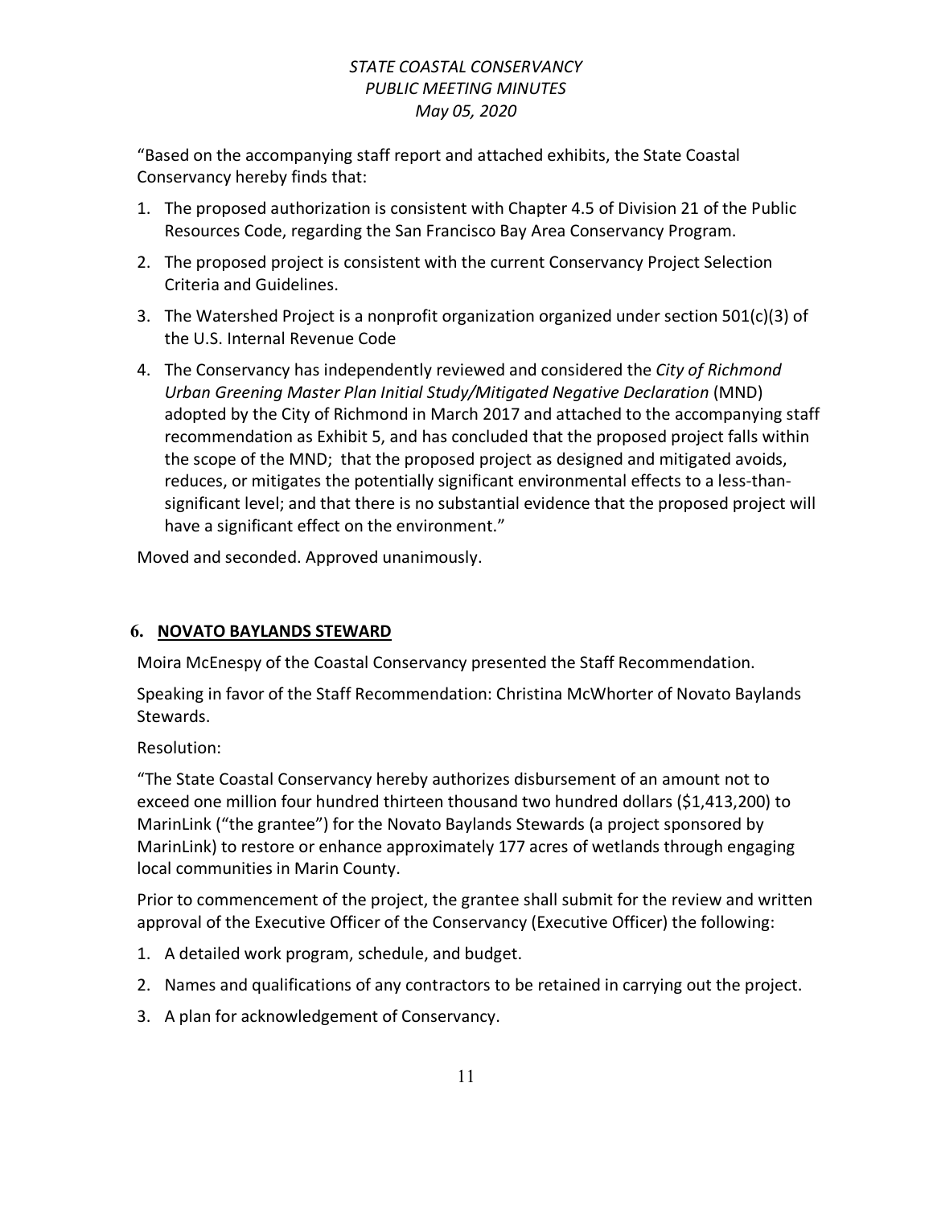"Based on the accompanying staff report and attached exhibits, the State Coastal Conservancy hereby finds that:

1. The proposed authorization is consistent with Chapter 4.5 of Division 21 of the Public Resources Code, regarding the San Francisco Bay Area Conservancy Program.
2. The proposed project is consistent with the current Conservancy Project Selection Criteria and Guidelines.
3. The Watershed Project is a nonprofit organization organized under section 501(c)(3) of the U.S. Internal Revenue Code
4. The Conservancy has independently reviewed and considered the *City of Richmond Urban Greening Master Plan Initial Study/Mitigated Negative Declaration* (MND) adopted by the City of Richmond in March 2017 and attached to the accompanying staff recommendation as Exhibit 5, and has concluded that the proposed project falls within the scope of the MND; that the proposed project as designed and mitigated avoids, reduces, or mitigates the potentially significant environmental effects to a less-than-significant level; and that there is no substantial evidence that the proposed project will have a significant effect on the environment."

Moved and seconded. Approved unanimously.

## 6. NOVATO BAYLANDS STEWARD

Moira McEnespy of the Coastal Conservancy presented the Staff Recommendation.

Speaking in favor of the Staff Recommendation: Christina McWhorter of Novato Baylands Stewards.

Resolution:

"The State Coastal Conservancy hereby authorizes disbursement of an amount not to exceed one million four hundred thirteen thousand two hundred dollars ($1,413,200) to MarinLink ("the grantee") for the Novato Baylands Stewards (a project sponsored by MarinLink) to restore or enhance approximately 177 acres of wetlands through engaging local communities in Marin County.

Prior to commencement of the project, the grantee shall submit for the review and written approval of the Executive Officer of the Conservancy (Executive Officer) the following:

1. A detailed work program, schedule, and budget.
2. Names and qualifications of any contractors to be retained in carrying out the project.
3. A plan for acknowledgement of Conservancy.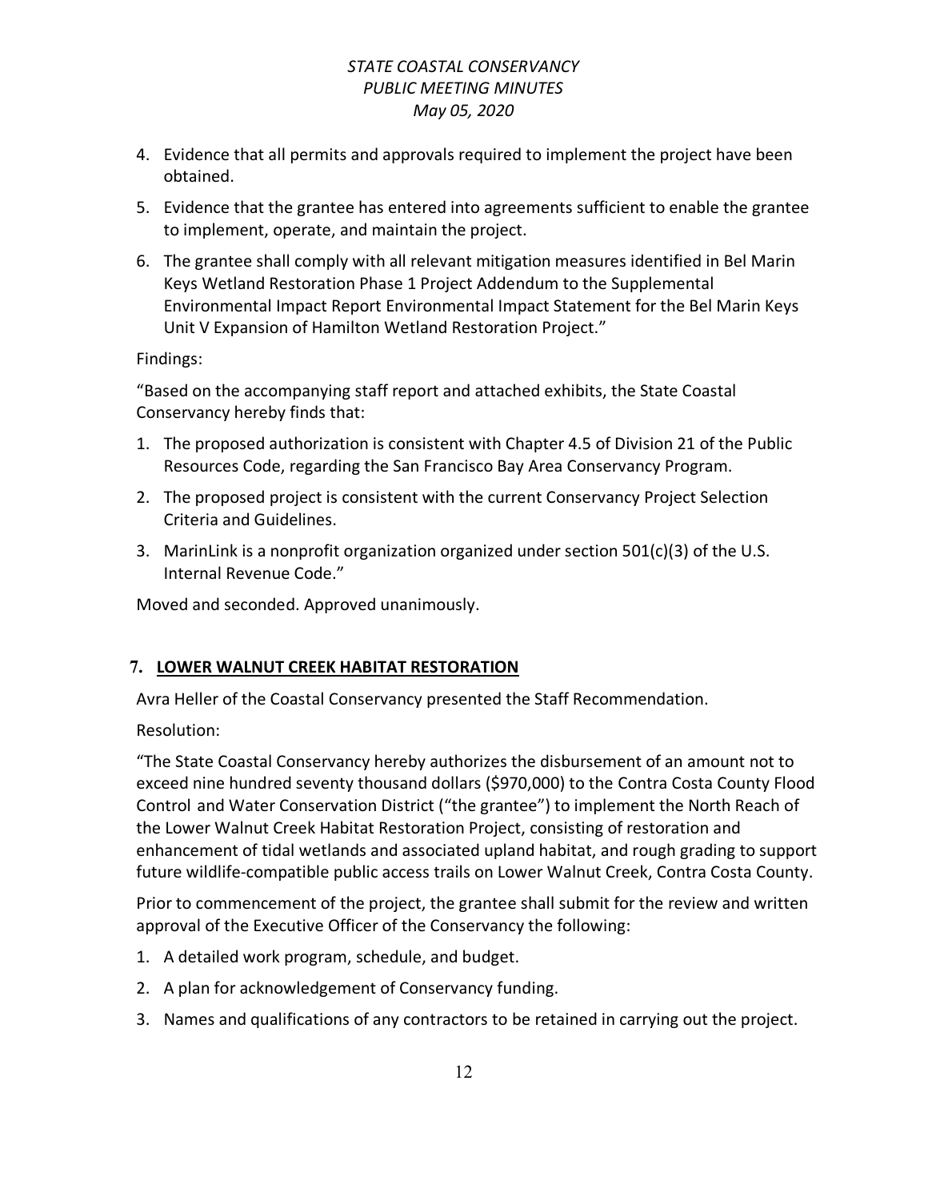4. Evidence that all permits and approvals required to implement the project have been obtained.
5. Evidence that the grantee has entered into agreements sufficient to enable the grantee to implement, operate, and maintain the project.
6. The grantee shall comply with all relevant mitigation measures identified in Bel Marin Keys Wetland Restoration Phase 1 Project Addendum to the Supplemental Environmental Impact Report Environmental Impact Statement for the Bel Marin Keys Unit V Expansion of Hamilton Wetland Restoration Project."

Findings:

"Based on the accompanying staff report and attached exhibits, the State Coastal Conservancy hereby finds that:

1. The proposed authorization is consistent with Chapter 4.5 of Division 21 of the Public Resources Code, regarding the San Francisco Bay Area Conservancy Program.
2. The proposed project is consistent with the current Conservancy Project Selection Criteria and Guidelines.
3. MarinLink is a nonprofit organization organized under section 501(c)(3) of the U.S. Internal Revenue Code."

Moved and seconded. Approved unanimously.

## 7. LOWER WALNUT CREEK HABITAT RESTORATION

Avra Heller of the Coastal Conservancy presented the Staff Recommendation.

Resolution:

"The State Coastal Conservancy hereby authorizes the disbursement of an amount not to exceed nine hundred seventy thousand dollars ($970,000) to the Contra Costa County Flood Control and Water Conservation District ("the grantee") to implement the North Reach of the Lower Walnut Creek Habitat Restoration Project, consisting of restoration and enhancement of tidal wetlands and associated upland habitat, and rough grading to support future wildlife-compatible public access trails on Lower Walnut Creek, Contra Costa County.

Prior to commencement of the project, the grantee shall submit for the review and written approval of the Executive Officer of the Conservancy the following:

1. A detailed work program, schedule, and budget.
2. A plan for acknowledgement of Conservancy funding.
3. Names and qualifications of any contractors to be retained in carrying out the project.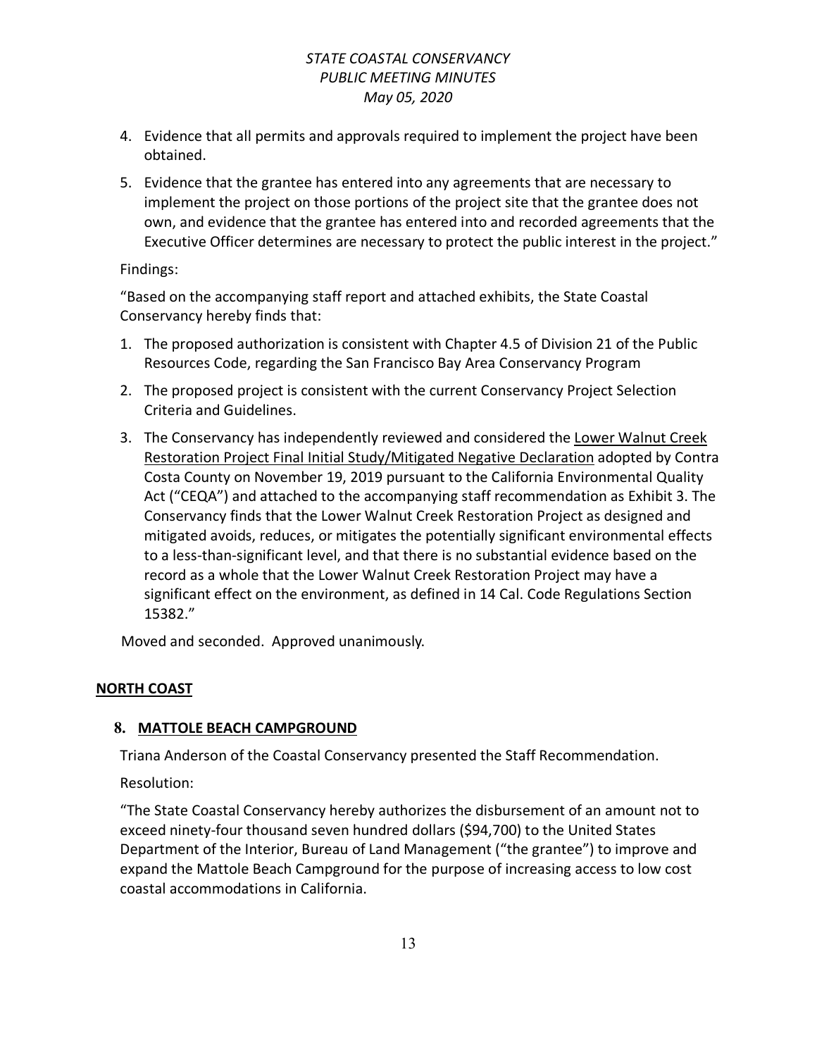4. Evidence that all permits and approvals required to implement the project have been obtained.
5. Evidence that the grantee has entered into any agreements that are necessary to implement the project on those portions of the project site that the grantee does not own, and evidence that the grantee has entered into and recorded agreements that the Executive Officer determines are necessary to protect the public interest in the project."

Findings:

"Based on the accompanying staff report and attached exhibits, the State Coastal Conservancy hereby finds that:

1. The proposed authorization is consistent with Chapter 4.5 of Division 21 of the Public Resources Code, regarding the San Francisco Bay Area Conservancy Program
2. The proposed project is consistent with the current Conservancy Project Selection Criteria and Guidelines.
3. The Conservancy has independently reviewed and considered the Lower Walnut Creek Restoration Project Final Initial Study/Mitigated Negative Declaration adopted by Contra Costa County on November 19, 2019 pursuant to the California Environmental Quality Act ("CEQA") and attached to the accompanying staff recommendation as Exhibit 3. The Conservancy finds that the Lower Walnut Creek Restoration Project as designed and mitigated avoids, reduces, or mitigates the potentially significant environmental effects to a less-than-significant level, and that there is no substantial evidence based on the record as a whole that the Lower Walnut Creek Restoration Project may have a significant effect on the environment, as defined in 14 Cal. Code Regulations Section 15382."

Moved and seconded. Approved unanimously.

## NORTH COAST

### 8. MATTOLE BEACH CAMPGROUND

Triana Anderson of the Coastal Conservancy presented the Staff Recommendation.

Resolution:

"The State Coastal Conservancy hereby authorizes the disbursement of an amount not to exceed ninety-four thousand seven hundred dollars ($94,700) to the United States Department of the Interior, Bureau of Land Management ("the grantee") to improve and expand the Mattole Beach Campground for the purpose of increasing access to low cost coastal accommodations in California.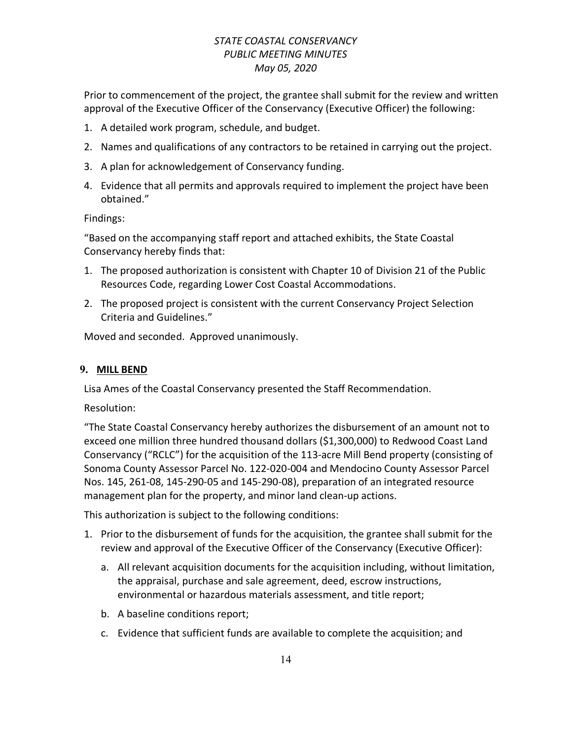Prior to commencement of the project, the grantee shall submit for the review and written approval of the Executive Officer of the Conservancy (Executive Officer) the following:

1. A detailed work program, schedule, and budget.
2. Names and qualifications of any contractors to be retained in carrying out the project.
3. A plan for acknowledgement of Conservancy funding.
4. Evidence that all permits and approvals required to implement the project have been obtained."

Findings:

"Based on the accompanying staff report and attached exhibits, the State Coastal Conservancy hereby finds that:

1. The proposed authorization is consistent with Chapter 10 of Division 21 of the Public Resources Code, regarding Lower Cost Coastal Accommodations.
2. The proposed project is consistent with the current Conservancy Project Selection Criteria and Guidelines."

Moved and seconded. Approved unanimously.

## 9. MILL BEND

Lisa Ames of the Coastal Conservancy presented the Staff Recommendation.

Resolution:

"The State Coastal Conservancy hereby authorizes the disbursement of an amount not to exceed one million three hundred thousand dollars ($1,300,000) to Redwood Coast Land Conservancy ("RCLC") for the acquisition of the 113-acre Mill Bend property (consisting of Sonoma County Assessor Parcel No. 122-020-004 and Mendocino County Assessor Parcel Nos. 145, 261-08, 145-290-05 and 145-290-08), preparation of an integrated resource management plan for the property, and minor land clean-up actions.

This authorization is subject to the following conditions:

1. Prior to the disbursement of funds for the acquisition, the grantee shall submit for the review and approval of the Executive Officer of the Conservancy (Executive Officer):
   a. All relevant acquisition documents for the acquisition including, without limitation, the appraisal, purchase and sale agreement, deed, escrow instructions, environmental or hazardous materials assessment, and title report;
   b. A baseline conditions report;
   c. Evidence that sufficient funds are available to complete the acquisition; and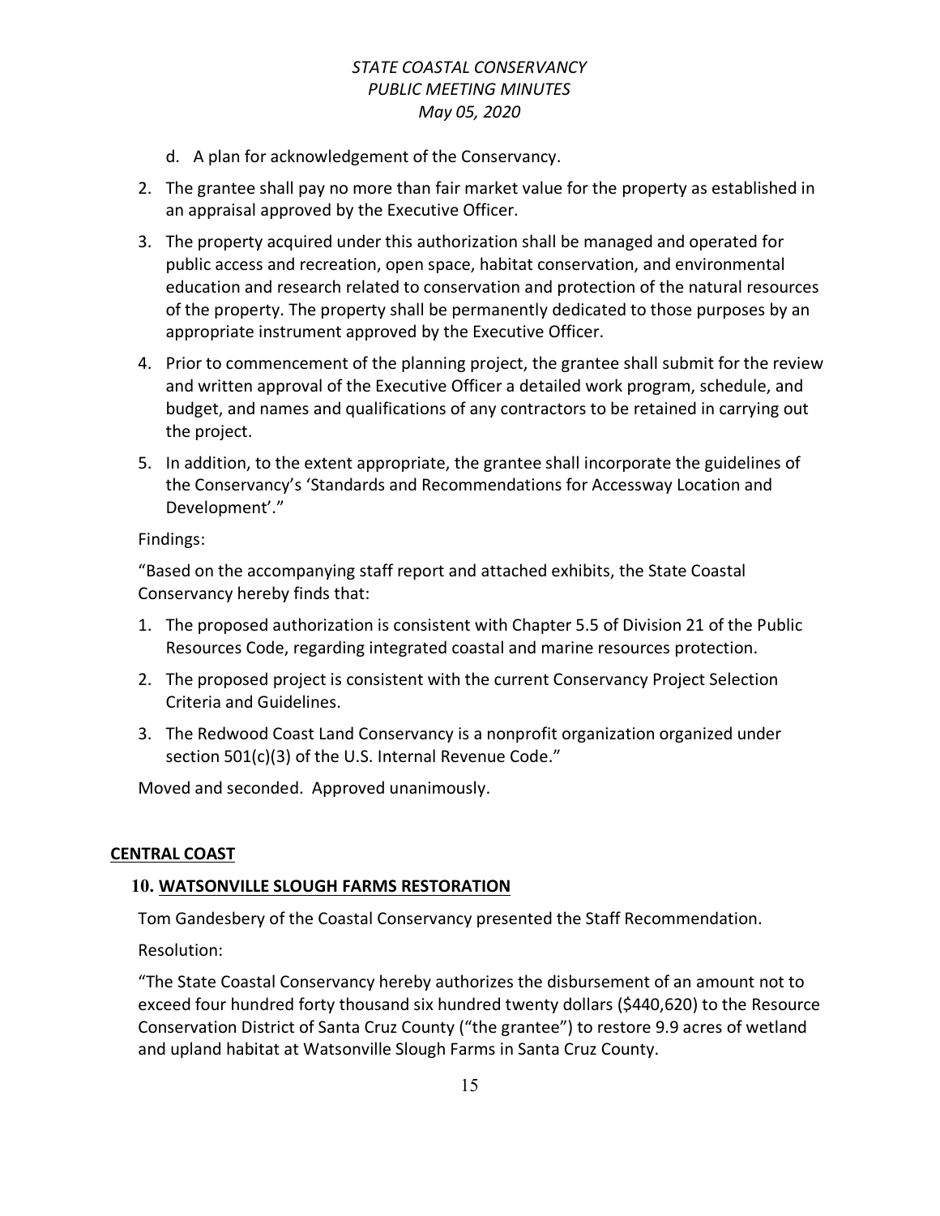d. A plan for acknowledgement of the Conservancy.

2. The grantee shall pay no more than fair market value for the property as established in an appraisal approved by the Executive Officer.
3. The property acquired under this authorization shall be managed and operated for public access and recreation, open space, habitat conservation, and environmental education and research related to conservation and protection of the natural resources of the property. The property shall be permanently dedicated to those purposes by an appropriate instrument approved by the Executive Officer.
4. Prior to commencement of the planning project, the grantee shall submit for the review and written approval of the Executive Officer a detailed work program, schedule, and budget, and names and qualifications of any contractors to be retained in carrying out the project.
5. In addition, to the extent appropriate, the grantee shall incorporate the guidelines of the Conservancy's 'Standards and Recommendations for Accessway Location and Development'."

Findings:

"Based on the accompanying staff report and attached exhibits, the State Coastal Conservancy hereby finds that:

1. The proposed authorization is consistent with Chapter 5.5 of Division 21 of the Public Resources Code, regarding integrated coastal and marine resources protection.
2. The proposed project is consistent with the current Conservancy Project Selection Criteria and Guidelines.
3. The Redwood Coast Land Conservancy is a nonprofit organization organized under section 501(c)(3) of the U.S. Internal Revenue Code."

Moved and seconded. Approved unanimously.

## CENTRAL COAST

### 10. WATSONVILLE SLOUGH FARMS RESTORATION

Tom Gandesbery of the Coastal Conservancy presented the Staff Recommendation.

Resolution:

"The State Coastal Conservancy hereby authorizes the disbursement of an amount not to exceed four hundred forty thousand six hundred twenty dollars ($440,620) to the Resource Conservation District of Santa Cruz County ("the grantee") to restore 9.9 acres of wetland and upland habitat at Watsonville Slough Farms in Santa Cruz County.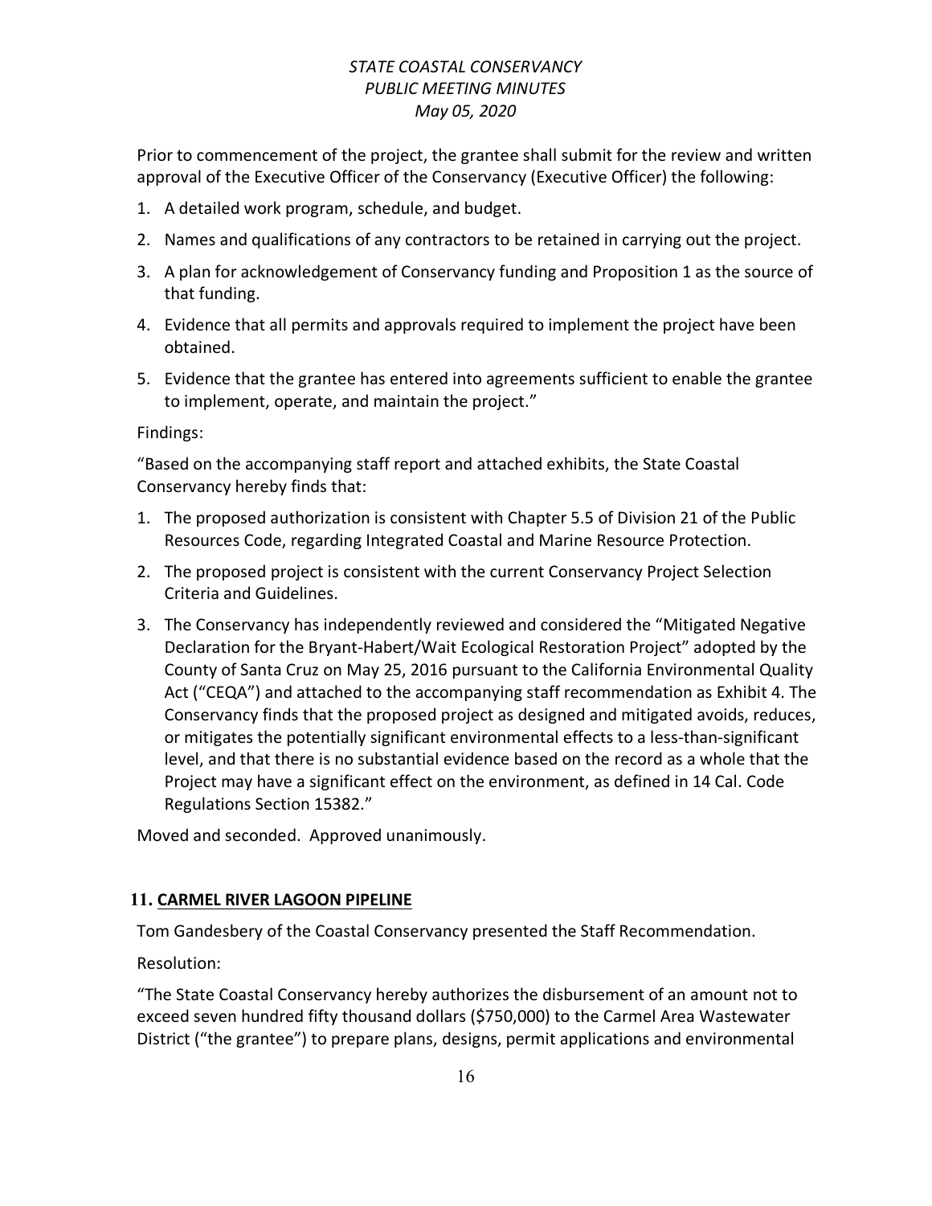Prior to commencement of the project, the grantee shall submit for the review and written approval of the Executive Officer of the Conservancy (Executive Officer) the following:

1. A detailed work program, schedule, and budget.
2. Names and qualifications of any contractors to be retained in carrying out the project.
3. A plan for acknowledgement of Conservancy funding and Proposition 1 as the source of that funding.
4. Evidence that all permits and approvals required to implement the project have been obtained.
5. Evidence that the grantee has entered into agreements sufficient to enable the grantee to implement, operate, and maintain the project."

Findings:

"Based on the accompanying staff report and attached exhibits, the State Coastal Conservancy hereby finds that:

1. The proposed authorization is consistent with Chapter 5.5 of Division 21 of the Public Resources Code, regarding Integrated Coastal and Marine Resource Protection.
2. The proposed project is consistent with the current Conservancy Project Selection Criteria and Guidelines.
3. The Conservancy has independently reviewed and considered the "Mitigated Negative Declaration for the Bryant-Habert/Wait Ecological Restoration Project" adopted by the County of Santa Cruz on May 25, 2016 pursuant to the California Environmental Quality Act ("CEQA") and attached to the accompanying staff recommendation as Exhibit 4. The Conservancy finds that the proposed project as designed and mitigated avoids, reduces, or mitigates the potentially significant environmental effects to a less-than-significant level, and that there is no substantial evidence based on the record as a whole that the Project may have a significant effect on the environment, as defined in 14 Cal. Code Regulations Section 15382."

Moved and seconded. Approved unanimously.

## 11. CARMEL RIVER LAGOON PIPELINE

Tom Gandesbery of the Coastal Conservancy presented the Staff Recommendation.

Resolution:

"The State Coastal Conservancy hereby authorizes the disbursement of an amount not to exceed seven hundred fifty thousand dollars ($750,000) to the Carmel Area Wastewater District ("the grantee") to prepare plans, designs, permit applications and environmental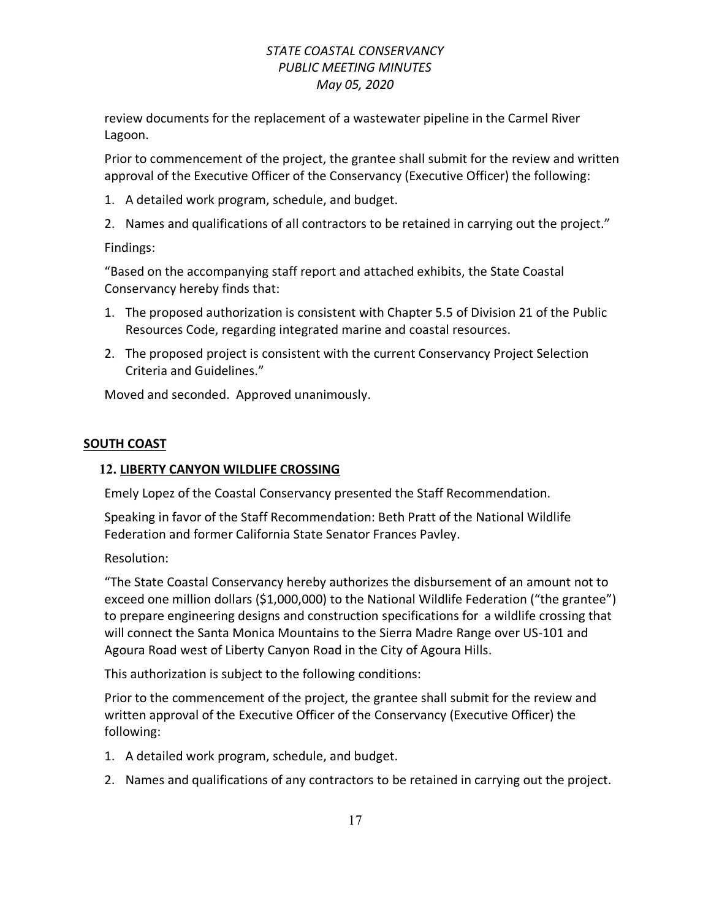review documents for the replacement of a wastewater pipeline in the Carmel River Lagoon.

Prior to commencement of the project, the grantee shall submit for the review and written approval of the Executive Officer of the Conservancy (Executive Officer) the following:

1. A detailed work program, schedule, and budget.
2. Names and qualifications of all contractors to be retained in carrying out the project."

Findings:

"Based on the accompanying staff report and attached exhibits, the State Coastal Conservancy hereby finds that:

1. The proposed authorization is consistent with Chapter 5.5 of Division 21 of the Public Resources Code, regarding integrated marine and coastal resources.
2. The proposed project is consistent with the current Conservancy Project Selection Criteria and Guidelines."

Moved and seconded. Approved unanimously.

## SOUTH COAST

### 12. LIBERTY CANYON WILDLIFE CROSSING

Emely Lopez of the Coastal Conservancy presented the Staff Recommendation.

Speaking in favor of the Staff Recommendation: Beth Pratt of the National Wildlife Federation and former California State Senator Frances Pavley.

Resolution:

"The State Coastal Conservancy hereby authorizes the disbursement of an amount not to exceed one million dollars ($1,000,000) to the National Wildlife Federation ("the grantee") to prepare engineering designs and construction specifications for a wildlife crossing that will connect the Santa Monica Mountains to the Sierra Madre Range over US-101 and Agoura Road west of Liberty Canyon Road in the City of Agoura Hills.

This authorization is subject to the following conditions:

Prior to the commencement of the project, the grantee shall submit for the review and written approval of the Executive Officer of the Conservancy (Executive Officer) the following:

1. A detailed work program, schedule, and budget.
2. Names and qualifications of any contractors to be retained in carrying out the project.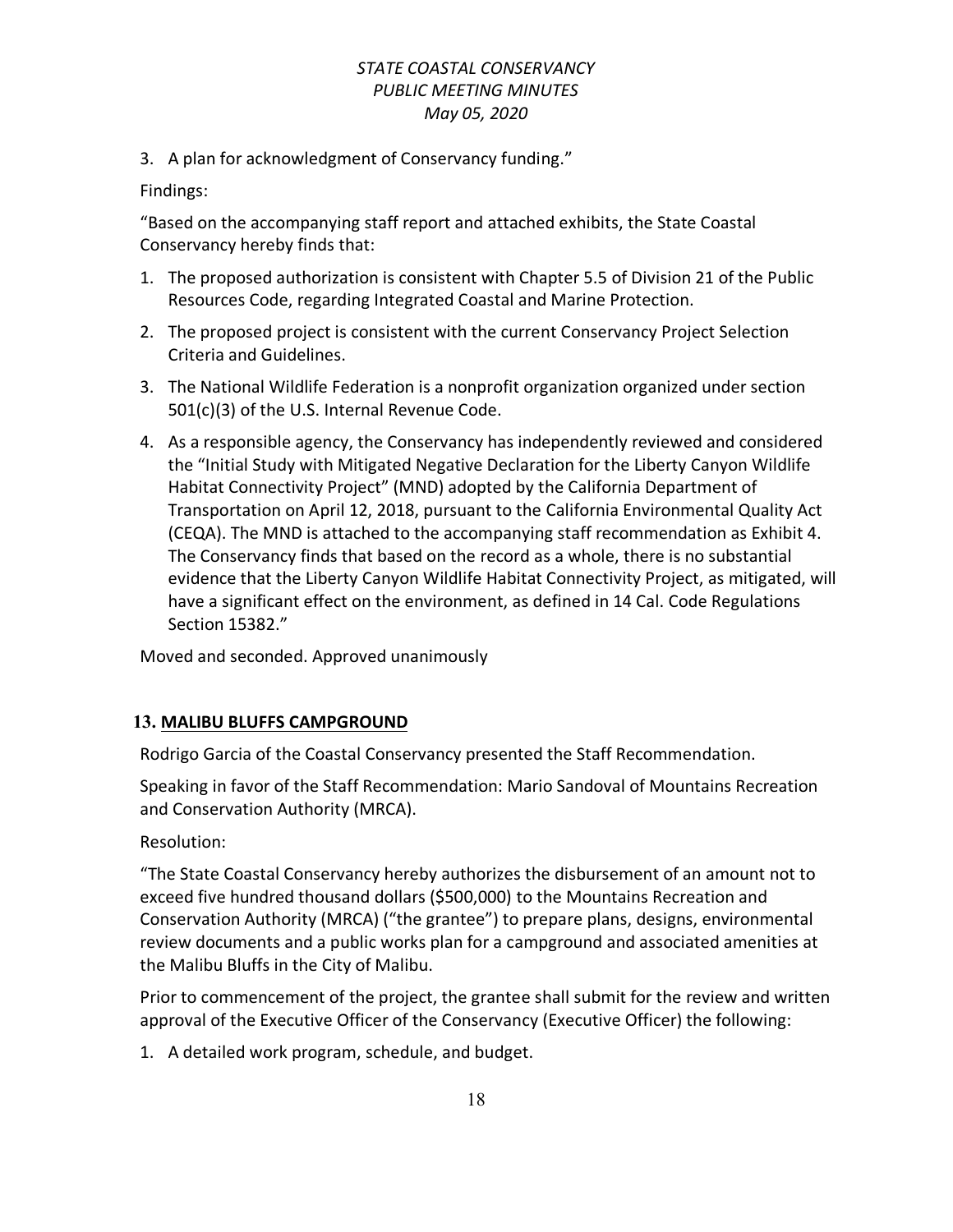3. A plan for acknowledgment of Conservancy funding."

Findings:

"Based on the accompanying staff report and attached exhibits, the State Coastal Conservancy hereby finds that:

1. The proposed authorization is consistent with Chapter 5.5 of Division 21 of the Public Resources Code, regarding Integrated Coastal and Marine Protection.
2. The proposed project is consistent with the current Conservancy Project Selection Criteria and Guidelines.
3. The National Wildlife Federation is a nonprofit organization organized under section 501(c)(3) of the U.S. Internal Revenue Code.
4. As a responsible agency, the Conservancy has independently reviewed and considered the "Initial Study with Mitigated Negative Declaration for the Liberty Canyon Wildlife Habitat Connectivity Project" (MND) adopted by the California Department of Transportation on April 12, 2018, pursuant to the California Environmental Quality Act (CEQA). The MND is attached to the accompanying staff recommendation as Exhibit 4. The Conservancy finds that based on the record as a whole, there is no substantial evidence that the Liberty Canyon Wildlife Habitat Connectivity Project, as mitigated, will have a significant effect on the environment, as defined in 14 Cal. Code Regulations Section 15382."

Moved and seconded. Approved unanimously

## 13. MALIBU BLUFFS CAMPGROUND

Rodrigo Garcia of the Coastal Conservancy presented the Staff Recommendation.

Speaking in favor of the Staff Recommendation: Mario Sandoval of Mountains Recreation and Conservation Authority (MRCA).

Resolution:

"The State Coastal Conservancy hereby authorizes the disbursement of an amount not to exceed five hundred thousand dollars ($500,000) to the Mountains Recreation and Conservation Authority (MRCA) ("the grantee") to prepare plans, designs, environmental review documents and a public works plan for a campground and associated amenities at the Malibu Bluffs in the City of Malibu.

Prior to commencement of the project, the grantee shall submit for the review and written approval of the Executive Officer of the Conservancy (Executive Officer) the following:

1. A detailed work program, schedule, and budget.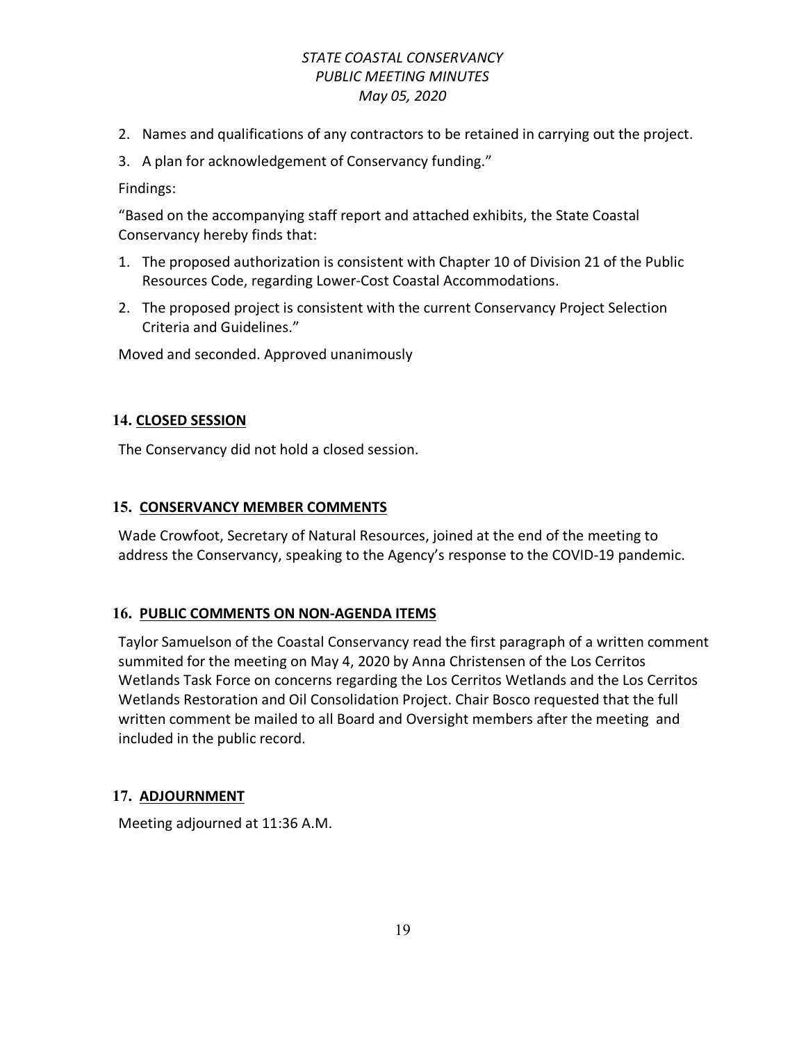2. Names and qualifications of any contractors to be retained in carrying out the project.
3. A plan for acknowledgement of Conservancy funding."

Findings:

"Based on the accompanying staff report and attached exhibits, the State Coastal Conservancy hereby finds that:

1. The proposed authorization is consistent with Chapter 10 of Division 21 of the Public Resources Code, regarding Lower-Cost Coastal Accommodations.
2. The proposed project is consistent with the current Conservancy Project Selection Criteria and Guidelines."

Moved and seconded. Approved unanimously

## 14. CLOSED SESSION

The Conservancy did not hold a closed session.

## 15. CONSERVANCY MEMBER COMMENTS

Wade Crowfoot, Secretary of Natural Resources, joined at the end of the meeting to address the Conservancy, speaking to the Agency's response to the COVID-19 pandemic.

## 16. PUBLIC COMMENTS ON NON-AGENDA ITEMS

Taylor Samuelson of the Coastal Conservancy read the first paragraph of a written comment summited for the meeting on May 4, 2020 by Anna Christensen of the Los Cerritos Wetlands Task Force on concerns regarding the Los Cerritos Wetlands and the Los Cerritos Wetlands Restoration and Oil Consolidation Project. Chair Bosco requested that the full written comment be mailed to all Board and Oversight members after the meeting and included in the public record.

## 17. ADJOURNMENT

Meeting adjourned at 11:36 A.M.